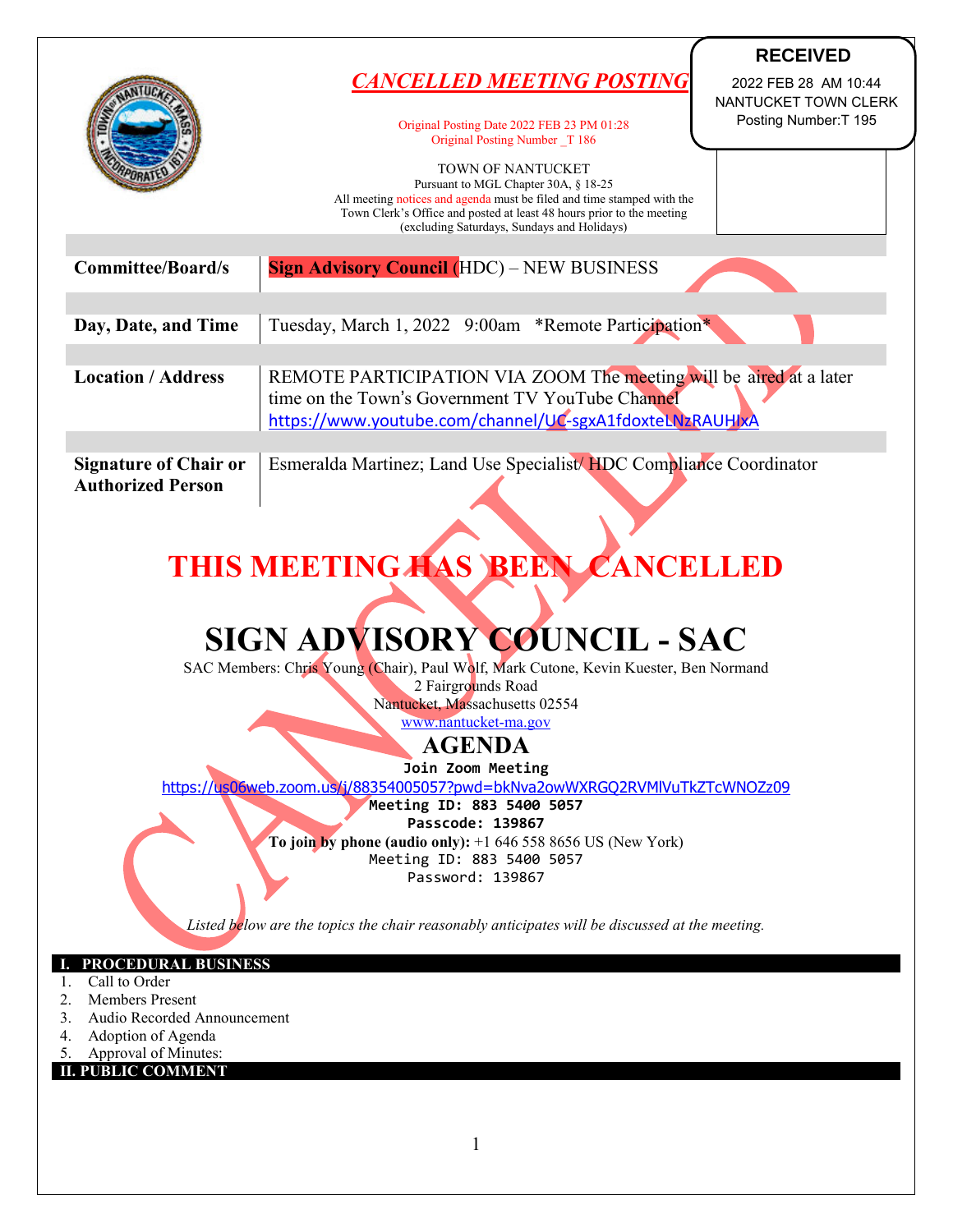**RECEIVED**
2022 FEB 28 AM 10:44
NANTUCKET TOWN CLERK
Posting Number:T 195

***CANCELLED MEETING POSTING***

Original Posting Date 2022 FEB 23 PM 01:28
Original Posting Number _T 186

TOWN OF NANTUCKET
Pursuant to MGL Chapter 30A, § 18-25
All meeting notices and agenda must be filed and time stamped with the Town Clerk's Office and posted at least 48 hours prior to the meeting (excluding Saturdays, Sundays and Holidays)

| | |
|---|---|
| **Committee/Board/s** | **Sign Advisory Council** (HDC) – NEW BUSINESS |
| **Day, Date, and Time** | Tuesday, March 1, 2022 9:00am \*Remote Participation\* |
| **Location / Address** | REMOTE PARTICIPATION VIA ZOOM The meeting will be aired at a later time on the Town's Government TV YouTube Channel https://www.youtube.com/channel/UC-sgxA1fdoxteLNzRAUHIxA |
| **Signature of Chair or Authorized Person** | Esmeralda Martinez; Land Use Specialist/ HDC Compliance Coordinator |

# THIS MEETING HAS BEEN CANCELLED

# SIGN ADVISORY COUNCIL - SAC

SAC Members: Chris Young (Chair), Paul Wolf, Mark Cutone, Kevin Kuester, Ben Normand
2 Fairgrounds Road
Nantucket, Massachusetts 02554
www.nantucket-ma.gov

## AGENDA

**Join Zoom Meeting**
https://us06web.zoom.us/j/88354005057?pwd=bkNva2owWXRGQ2RVMlVuTkZTcWNOZz09
**Meeting ID: 883 5400 5057**
**Passcode: 139867**
**To join by phone (audio only):** +1 646 558 8656 US (New York)
Meeting ID: 883 5400 5057
Password: 139867

*Listed below are the topics the chair reasonably anticipates will be discussed at the meeting.*

### I. PROCEDURAL BUSINESS

1. Call to Order
2. Members Present
3. Audio Recorded Announcement
4. Adoption of Agenda
5. Approval of Minutes:

### II. PUBLIC COMMENT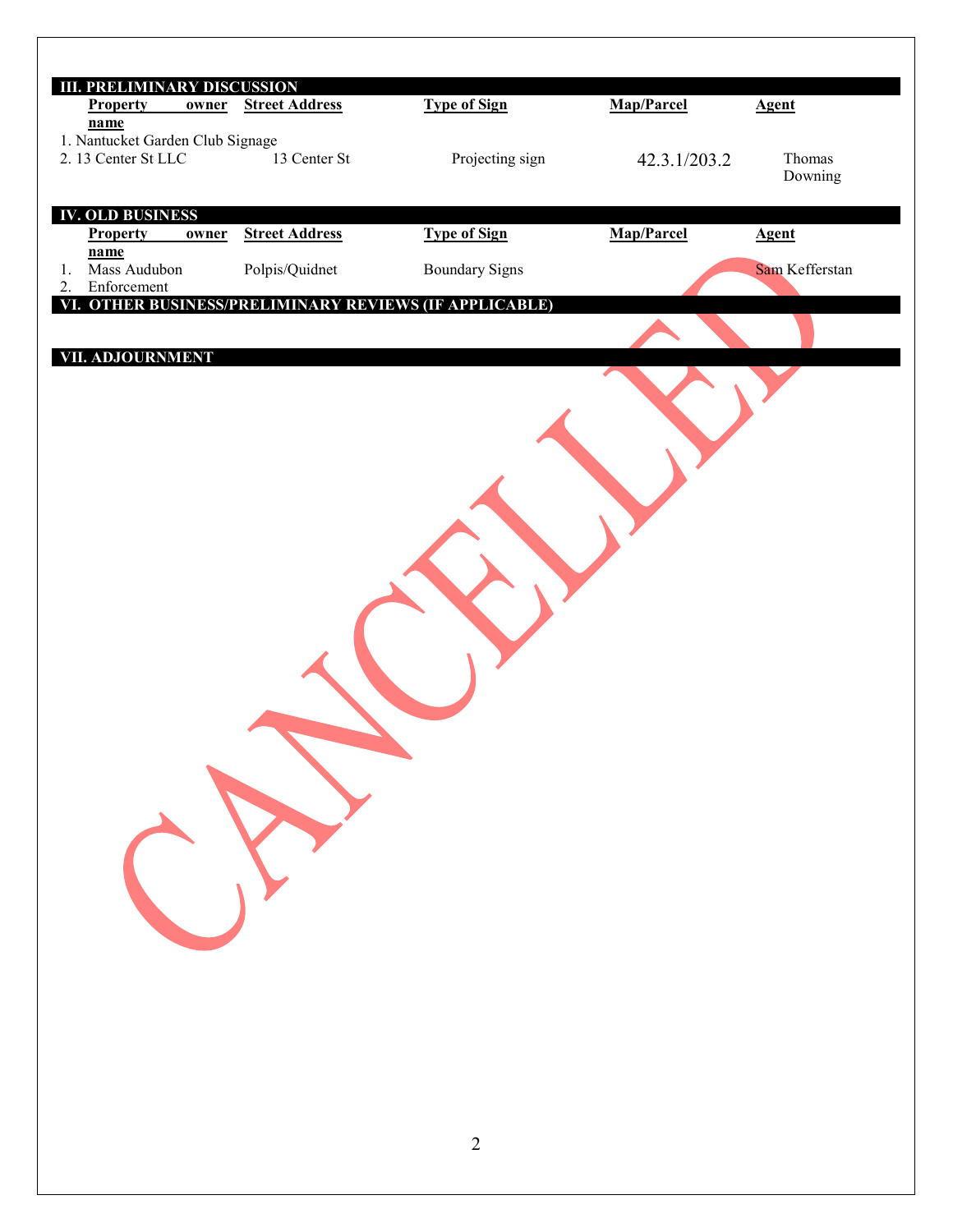## III. PRELIMINARY DISCUSSION

| | Property owner name | Street Address | Type of Sign | Map/Parcel | Agent |
|---|---|---|---|---|---|
| 1. | Nantucket Garden Club Signage | | | | |
| 2. | 13 Center St LLC | 13 Center St | Projecting sign | 42.3.1/203.2 | Thomas Downing |

## IV. OLD BUSINESS

| | Property owner name | Street Address | Type of Sign | Map/Parcel | Agent |
|---|---|---|---|---|---|
| 1. | Mass Audubon | Polpis/Quidnet | Boundary Signs | | Sam Kefferstan |
| 2. | Enforcement | | | | |

## VI. OTHER BUSINESS/PRELIMINARY REVIEWS (IF APPLICABLE)

## VII. ADJOURNMENT

CANCELLED